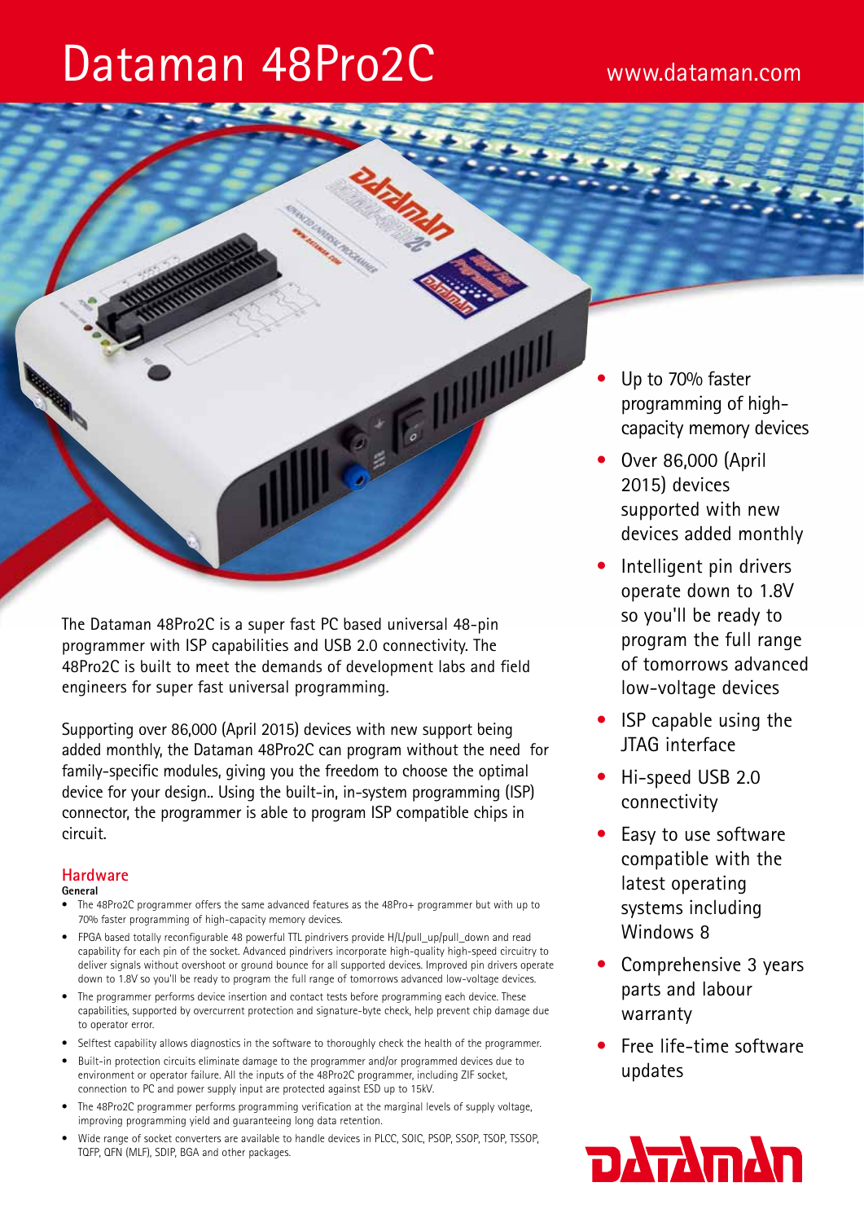# Dataman 48Pro2C

www.dataman.com

- Up to 70% faster programming of high-capacity memory devices
- Over 86,000 (April 2015) devices supported with new devices added monthly
- Intelligent pin drivers operate down to 1.8V so you'll be ready to program the full range of tomorrows advanced low-voltage devices
- ISP capable using the JTAG interface
- Hi-speed USB 2.0 connectivity
- Easy to use software compatible with the latest operating systems including Windows 8
- Comprehensive 3 years parts and labour warranty
- Free life-time software updates

The Dataman 48Pro2C is a super fast PC based universal 48-pin programmer with ISP capabilities and USB 2.0 connectivity. The 48Pro2C is built to meet the demands of development labs and field engineers for super fast universal programming.

Supporting over 86,000 (April 2015) devices with new support being added monthly, the Dataman 48Pro2C can program without the need for family-specific modules, giving you the freedom to choose the optimal device for your design.. Using the built-in, in-system programming (ISP) connector, the programmer is able to program ISP compatible chips in circuit.

## Hardware

**General**

- The 48Pro2C programmer offers the same advanced features as the 48Pro+ programmer but with up to 70% faster programming of high-capacity memory devices.
- FPGA based totally reconfigurable 48 powerful TTL pindrivers provide H/L/pull_up/pull_down and read capability for each pin of the socket. Advanced pindrivers incorporate high-quality high-speed circuitry to deliver signals without overshoot or ground bounce for all supported devices. Improved pin drivers operate down to 1.8V so you'll be ready to program the full range of tomorrows advanced low-voltage devices.
- The programmer performs device insertion and contact tests before programming each device. These capabilities, supported by overcurrent protection and signature-byte check, help prevent chip damage due to operator error.
- Selftest capability allows diagnostics in the software to thoroughly check the health of the programmer.
- Built-in protection circuits eliminate damage to the programmer and/or programmed devices due to environment or operator failure. All the inputs of the 48Pro2C programmer, including ZIF socket, connection to PC and power supply input are protected against ESD up to 15kV.
- The 48Pro2C programmer performs programming verification at the marginal levels of supply voltage, improving programming yield and guaranteeing long data retention.
- Wide range of socket converters are available to handle devices in PLCC, SOIC, PSOP, SSOP, TSOP, TSSOP, TQFP, QFN (MLF), SDIP, BGA and other packages.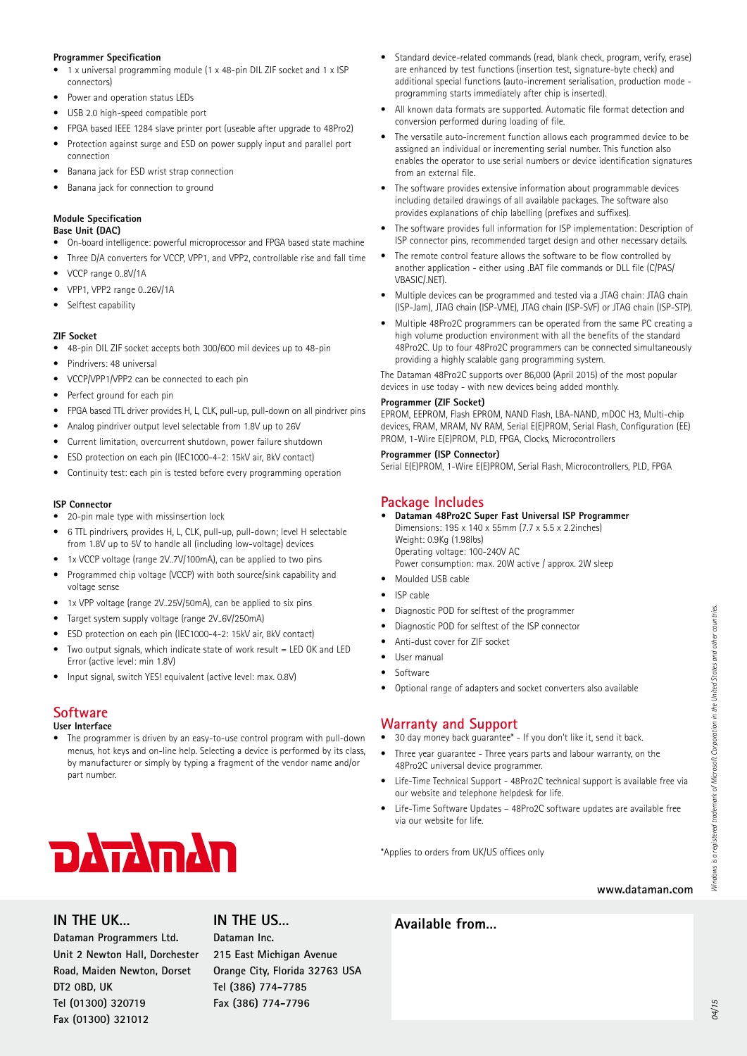### Programmer Specification

- 1 x universal programming module (1 x 48-pin DIL ZIF socket and 1 x ISP connectors)
- Power and operation status LEDs
- USB 2.0 high-speed compatible port
- FPGA based IEEE 1284 slave printer port (useable after upgrade to 48Pro2)
- Protection against surge and ESD on power supply input and parallel port connection
- Banana jack for ESD wrist strap connection
- Banana jack for connection to ground

### Module Specification

**Base Unit (DAC)**

- On-board intelligence: powerful microprocessor and FPGA based state machine
- Three D/A converters for VCCP, VPP1, and VPP2, controllable rise and fall time
- VCCP range 0..8V/1A
- VPP1, VPP2 range 0..26V/1A
- Selftest capability

### ZIF Socket

- 48-pin DIL ZIF socket accepts both 300/600 mil devices up to 48-pin
- Pindrivers: 48 universal
- VCCP/VPP1/VPP2 can be connected to each pin
- Perfect ground for each pin
- FPGA based TTL driver provides H, L, CLK, pull-up, pull-down on all pindriver pins
- Analog pindriver output level selectable from 1.8V up to 26V
- Current limitation, overcurrent shutdown, power failure shutdown
- ESD protection on each pin (IEC1000-4-2: 15kV air, 8kV contact)
- Continuity test: each pin is tested before every programming operation

### ISP Connector

- 20-pin male type with missinsertion lock
- 6 TTL pindrivers, provides H, L, CLK, pull-up, pull-down; level H selectable from 1.8V up to 5V to handle all (including low-voltage) devices
- 1x VCCP voltage (range 2V..7V/100mA), can be applied to two pins
- Programmed chip voltage (VCCP) with both source/sink capability and voltage sense
- 1x VPP voltage (range 2V..25V/50mA), can be applied to six pins
- Target system supply voltage (range 2V..6V/250mA)
- ESD protection on each pin (IEC1000-4-2: 15kV air, 8kV contact)
- Two output signals, which indicate state of work result = LED OK and LED Error (active level: min 1.8V)
- Input signal, switch YES! equivalent (active level: max. 0.8V)

## Software

**User Interface**

- The programmer is driven by an easy-to-use control program with pull-down menus, hot keys and on-line help. Selecting a device is performed by its class, by manufacturer or simply by typing a fragment of the vendor name and/or part number.
- Standard device-related commands (read, blank check, program, verify, erase) are enhanced by test functions (insertion test, signature-byte check) and additional special functions (auto-increment serialisation, production mode - programming starts immediately after chip is inserted).
- All known data formats are supported. Automatic file format detection and conversion performed during loading of file.
- The versatile auto-increment function allows each programmed device to be assigned an individual or incrementing serial number. This function also enables the operator to use serial numbers or device identification signatures from an external file.
- The software provides extensive information about programmable devices including detailed drawings of all available packages. The software also provides explanations of chip labelling (prefixes and suffixes).
- The software provides full information for ISP implementation: Description of ISP connector pins, recommended target design and other necessary details.
- The remote control feature allows the software to be flow controlled by another application - either using .BAT file commands or DLL file (C/PAS/VBASIC/.NET).
- Multiple devices can be programmed and tested via a JTAG chain: JTAG chain (ISP-Jam), JTAG chain (ISP-VME), JTAG chain (ISP-SVF) or JTAG chain (ISP-STP).
- Multiple 48Pro2C programmers can be operated from the same PC creating a high volume production environment with all the benefits of the standard 48Pro2C. Up to four 48Pro2C programmers can be connected simultaneously providing a highly scalable gang programming system.

The Dataman 48Pro2C supports over 86,000 (April 2015) of the most popular devices in use today - with new devices being added monthly.

**Programmer (ZIF Socket)**
EPROM, EEPROM, Flash EPROM, NAND Flash, LBA-NAND, mDOC H3, Multi-chip devices, FRAM, MRAM, NV RAM, Serial E(E)PROM, Serial Flash, Configuration (EE) PROM, 1-Wire E(E)PROM, PLD, FPGA, Clocks, Microcontrollers

**Programmer (ISP Connector)**
Serial E(E)PROM, 1-Wire E(E)PROM, Serial Flash, Microcontrollers, PLD, FPGA

## Package Includes

- **Dataman 48Pro2C Super Fast Universal ISP Programmer**
  Dimensions: 195 x 140 x 55mm (7.7 x 5.5 x 2.2inches)
  Weight: 0.9Kg (1.98lbs)
  Operating voltage: 100-240V AC
  Power consumption: max. 20W active / approx. 2W sleep
- Moulded USB cable
- ISP cable
- Diagnostic POD for selftest of the programmer
- Diagnostic POD for selftest of the ISP connector
- Anti-dust cover for ZIF socket
- User manual
- Software
- Optional range of adapters and socket converters also available

## Warranty and Support

- 30 day money back guarantee* - If you don't like it, send it back.
- Three year guarantee - Three years parts and labour warranty, on the 48Pro2C universal device programmer.
- Life-Time Technical Support - 48Pro2C technical support is available free via our website and telephone helpdesk for life.
- Life-Time Software Updates – 48Pro2C software updates are available free via our website for life.

*Applies to orders from UK/US offices only

DATAMAN

www.dataman.com

*Windows is a registered trademark of Microsoft Corporation in the United States and other countries.*

## IN THE UK...

**Dataman Programmers Ltd.**
**Unit 2 Newton Hall, Dorchester Road, Maiden Newton, Dorset DT2 0BD, UK**
**Tel (01300) 320719**
**Fax (01300) 321012**

## IN THE US...

**Dataman Inc.**
**215 East Michigan Avenue**
**Orange City, Florida 32763 USA**
**Tel (386) 774-7785**
**Fax (386) 774-7796**

## Available from...

04/15